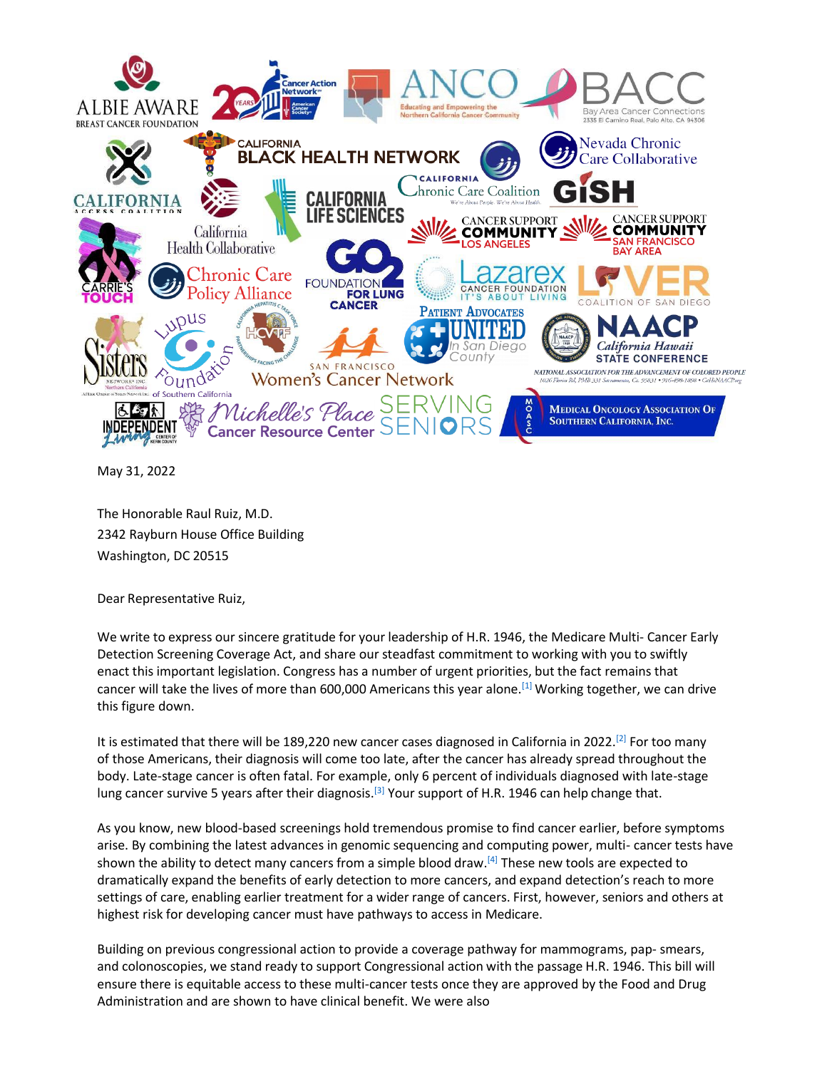May 31, 2022

The Honorable Raul Ruiz, M.D.
2342 Rayburn House Office Building
Washington, DC 20515

Dear Representative Ruiz,

We write to express our sincere gratitude for your leadership of H.R. 1946, the Medicare Multi- Cancer Early Detection Screening Coverage Act, and share our steadfast commitment to working with you to swiftly enact this important legislation. Congress has a number of urgent priorities, but the fact remains that cancer will take the lives of more than 600,000 Americans this year alone.[1] Working together, we can drive this figure down.

It is estimated that there will be 189,220 new cancer cases diagnosed in California in 2022.[2] For too many of those Americans, their diagnosis will come too late, after the cancer has already spread throughout the body. Late-stage cancer is often fatal. For example, only 6 percent of individuals diagnosed with late-stage lung cancer survive 5 years after their diagnosis.[3] Your support of H.R. 1946 can help change that.

As you know, new blood-based screenings hold tremendous promise to find cancer earlier, before symptoms arise. By combining the latest advances in genomic sequencing and computing power, multi- cancer tests have shown the ability to detect many cancers from a simple blood draw.[4] These new tools are expected to dramatically expand the benefits of early detection to more cancers, and expand detection's reach to more settings of care, enabling earlier treatment for a wider range of cancers. First, however, seniors and others at highest risk for developing cancer must have pathways to access in Medicare.

Building on previous congressional action to provide a coverage pathway for mammograms, pap- smears, and colonoscopies, we stand ready to support Congressional action with the passage H.R. 1946. This bill will ensure there is equitable access to these multi-cancer tests once they are approved by the Food and Drug Administration and are shown to have clinical benefit. We were also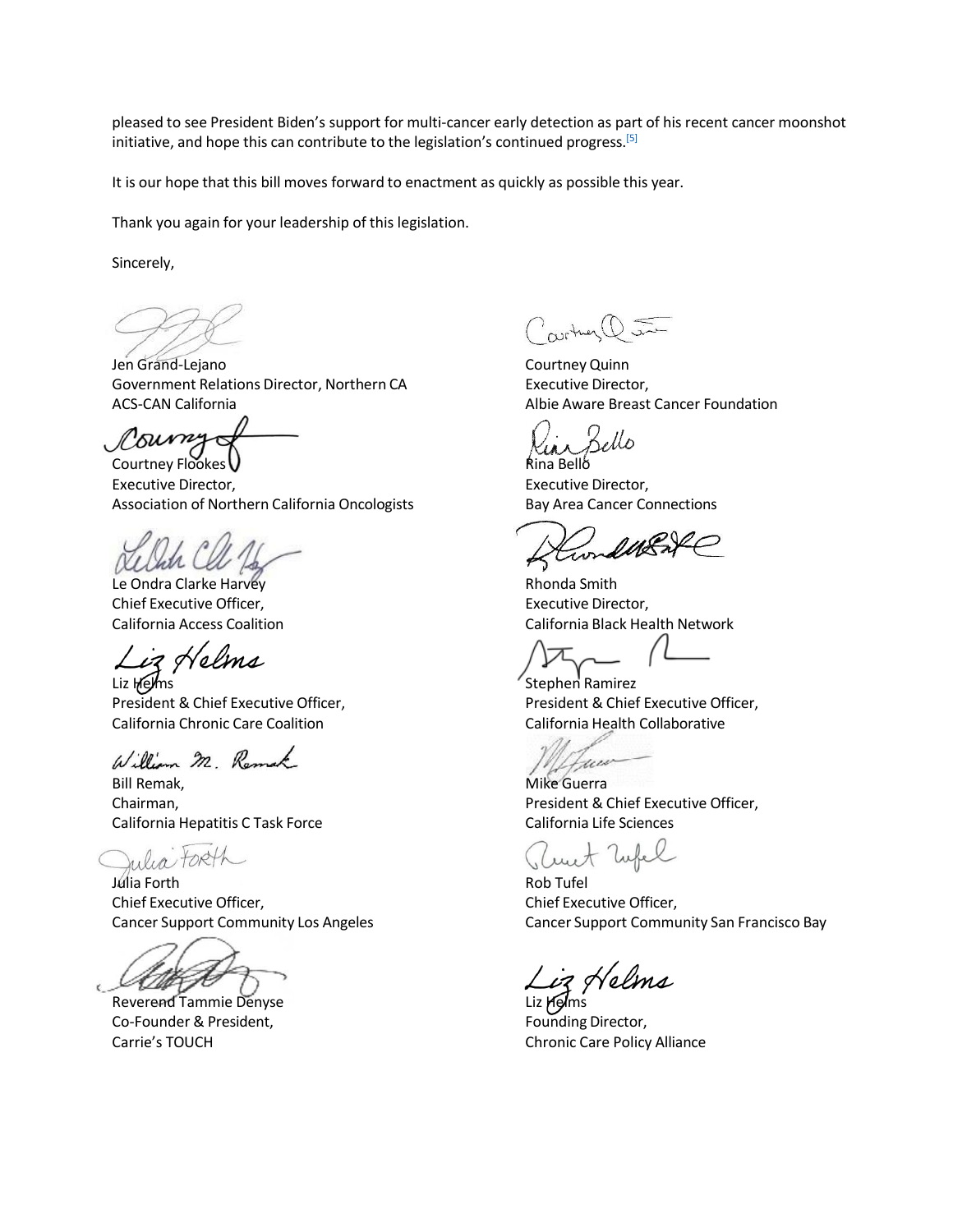pleased to see President Biden's support for multi-cancer early detection as part of his recent cancer moonshot initiative, and hope this can contribute to the legislation's continued progress.[5]

It is our hope that this bill moves forward to enactment as quickly as possible this year.

Thank you again for your leadership of this legislation.

Sincerely,

Jen Grand-Lejano
Government Relations Director, Northern CA
ACS-CAN California

Courtney Quinn
Executive Director,
Albie Aware Breast Cancer Foundation

Courtney Flookes
Executive Director,
Association of Northern California Oncologists

Rina Bello
Executive Director,
Bay Area Cancer Connections

Le Ondra Clarke Harvey
Chief Executive Officer,
California Access Coalition

Rhonda Smith
Executive Director,
California Black Health Network

Liz Helms
President & Chief Executive Officer,
California Chronic Care Coalition

Stephen Ramirez
President & Chief Executive Officer,
California Health Collaborative

Bill Remak,
Chairman,
California Hepatitis C Task Force

Mike Guerra
President & Chief Executive Officer,
California Life Sciences

Julia Forth
Chief Executive Officer,
Cancer Support Community Los Angeles

Rob Tufel
Chief Executive Officer,
Cancer Support Community San Francisco Bay

Reverend Tammie Denyse
Co-Founder & President,
Carrie's TOUCH

Liz Helms
Founding Director,
Chronic Care Policy Alliance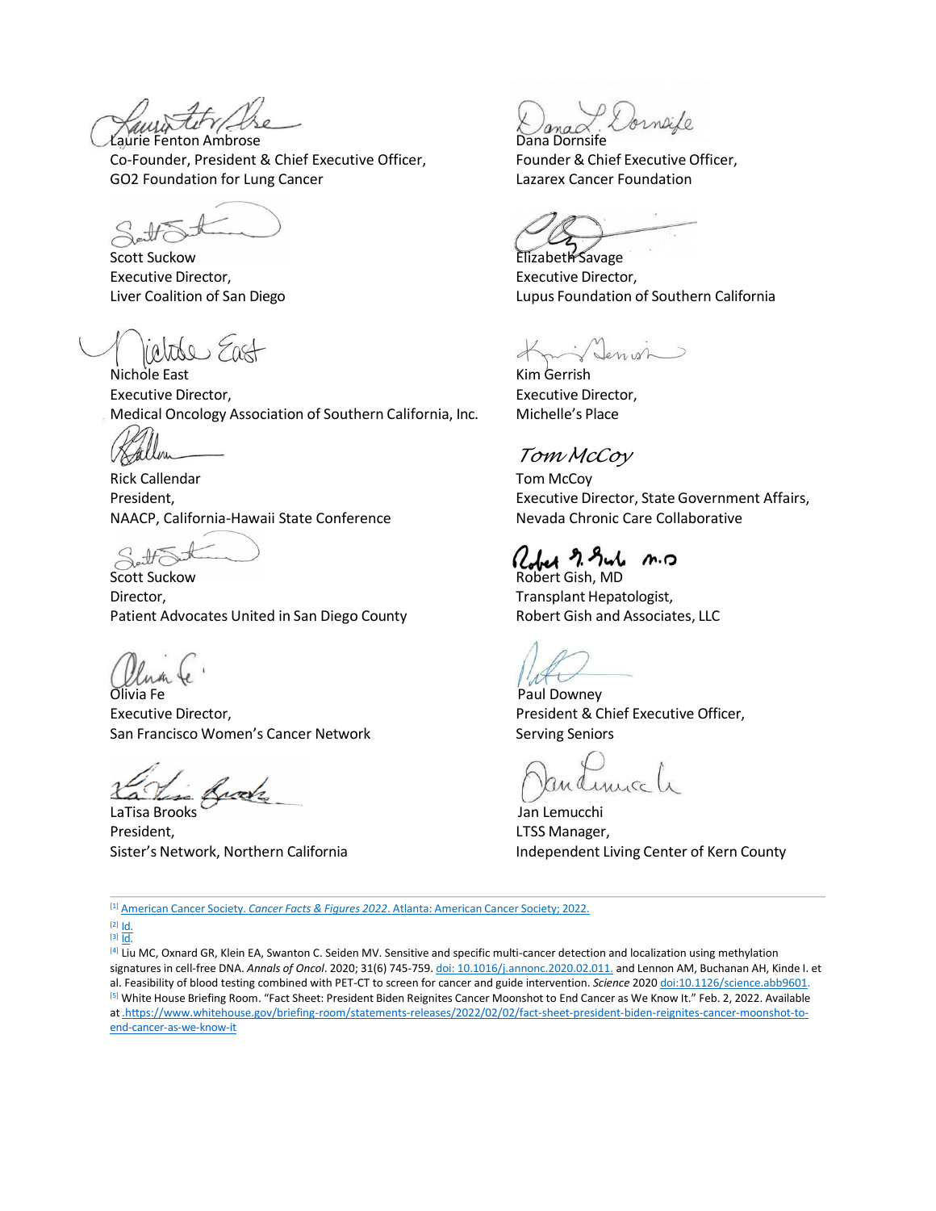Laurie Fenton Ambrose
Co-Founder, President & Chief Executive Officer,
GO2 Foundation for Lung Cancer

Scott Suckow
Executive Director,
Liver Coalition of San Diego

Nichole East
Executive Director,
Medical Oncology Association of Southern California, Inc.

Rick Callendar
President,
NAACP, California-Hawaii State Conference

Scott Suckow
Director,
Patient Advocates United in San Diego County

Olivia Fe
Executive Director,
San Francisco Women's Cancer Network

LaTisa Brooks
President,
Sister's Network, Northern California

Dana Dornsife
Founder & Chief Executive Officer,
Lazarex Cancer Foundation

Elizabeth Savage
Executive Director,
Lupus Foundation of Southern California

Kim Gerrish
Executive Director,
Michelle's Place

*Tom McCoy*
Tom McCoy
Executive Director, State Government Affairs,
Nevada Chronic Care Collaborative

Robert Gish, MD
Transplant Hepatologist,
Robert Gish and Associates, LLC

Paul Downey
President & Chief Executive Officer,
Serving Seniors

Jan Lemucchi
LTSS Manager,
Independent Living Center of Kern County

---

[1] American Cancer Society. *Cancer Facts & Figures 2022*. Atlanta: American Cancer Society; 2022.

[2] Id.

[3] Id.

[4] Liu MC, Oxnard GR, Klein EA, Swanton C. Seiden MV. Sensitive and specific multi-cancer detection and localization using methylation signatures in cell-free DNA. *Annals of Oncol*. 2020; 31(6) 745-759. doi: 10.1016/j.annonc.2020.02.011. and Lennon AM, Buchanan AH, Kinde I. et al. Feasibility of blood testing combined with PET-CT to screen for cancer and guide intervention. *Science* 2020 doi:10.1126/science.abb9601.

[5] White House Briefing Room. "Fact Sheet: President Biden Reignites Cancer Moonshot to End Cancer as We Know It." Feb. 2, 2022. Available at https://www.whitehouse.gov/briefing-room/statements-releases/2022/02/02/fact-sheet-president-biden-reignites-cancer-moonshot-to-end-cancer-as-we-know-it